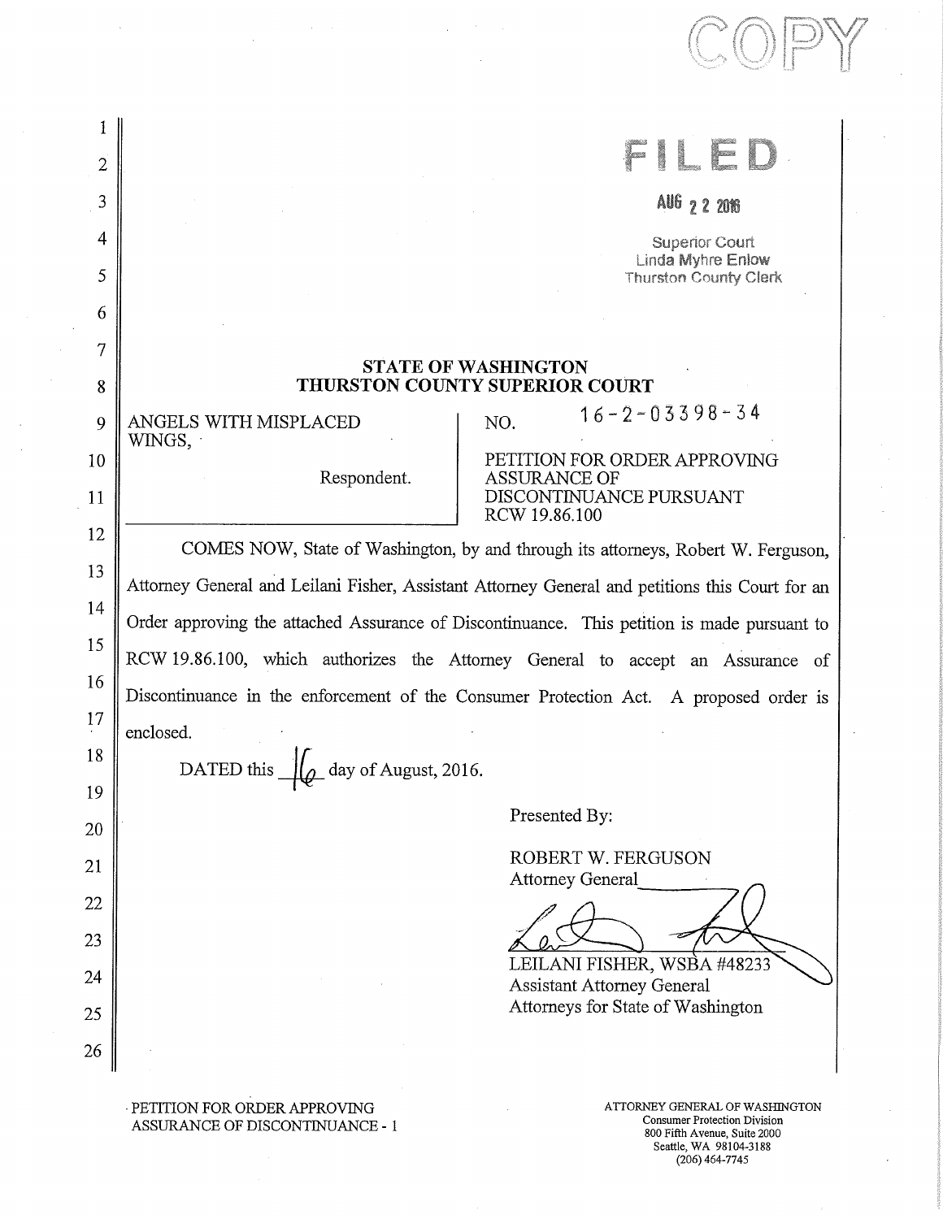COPY

FILED

AUG 22 2016

Superior Court
Linda Myhre Enlow
Thurston County Clerk

**STATE OF WASHINGTON**
**THURSTON COUNTY SUPERIOR COURT**

| | |
|---|---|
| ANGELS WITH MISPLACED WINGS,<br><br>Respondent. | NO. 16-2-03398-34<br><br>PETITION FOR ORDER APPROVING ASSURANCE OF DISCONTINUANCE PURSUANT RCW 19.86.100 |

COMES NOW, State of Washington, by and through its attorneys, Robert W. Ferguson, Attorney General and Leilani Fisher, Assistant Attorney General and petitions this Court for an Order approving the attached Assurance of Discontinuance. This petition is made pursuant to RCW 19.86.100, which authorizes the Attorney General to accept an Assurance of Discontinuance in the enforcement of the Consumer Protection Act. A proposed order is enclosed.

DATED this 16 day of August, 2016.

Presented By:

ROBERT W. FERGUSON
Attorney General

LEILANI FISHER, WSBA #48233
Assistant Attorney General
Attorneys for State of Washington

PETITION FOR ORDER APPROVING ASSURANCE OF DISCONTINUANCE - 1

ATTORNEY GENERAL OF WASHINGTON
Consumer Protection Division
800 Fifth Avenue, Suite 2000
Seattle, WA 98104-3188
(206) 464-7745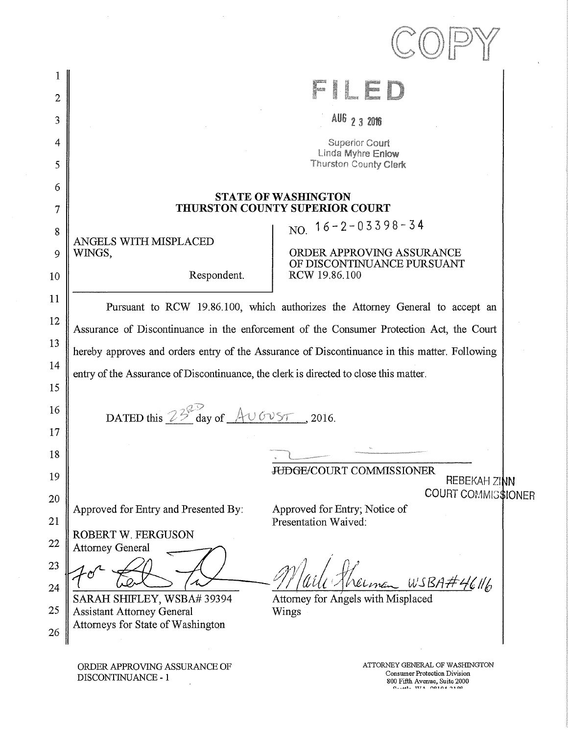COPY

**FILED**

AUG 23 2016

Superior Court
Linda Myhre Enlow
Thurston County Clerk

**STATE OF WASHINGTON**
**THURSTON COUNTY SUPERIOR COURT**

| | |
|---|---|
| ANGELS WITH MISPLACED WINGS,<br><br>Respondent. | NO. 16-2-03398-34<br><br>ORDER APPROVING ASSURANCE OF DISCONTINUANCE PURSUANT RCW 19.86.100 |

Pursuant to RCW 19.86.100, which authorizes the Attorney General to accept an Assurance of Discontinuance in the enforcement of the Consumer Protection Act, the Court hereby approves and orders entry of the Assurance of Discontinuance in this matter. Following entry of the Assurance of Discontinuance, the clerk is directed to close this matter.

DATED this 23RD day of AUGUST, 2016.

_______________________________
~~JUDGE~~/COURT COMMISSIONER
REBEKAH ZINN
COURT COMMISSIONER

| Approved for Entry and Presented By: | Approved for Entry; Notice of Presentation Waived: |
|---|---|
| ROBERT W. FERGUSON<br>Attorney General<br><br>for [signature]<br>SARAH SHIFLEY, WSBA# 39394<br>Assistant Attorney General<br>Attorneys for State of Washington | [signature] WSBA#46116<br>Attorney for Angels with Misplaced Wings |

ORDER APPROVING ASSURANCE OF DISCONTINUANCE - 1

ATTORNEY GENERAL OF WASHINGTON
Consumer Protection Division
800 Fifth Avenue, Suite 2000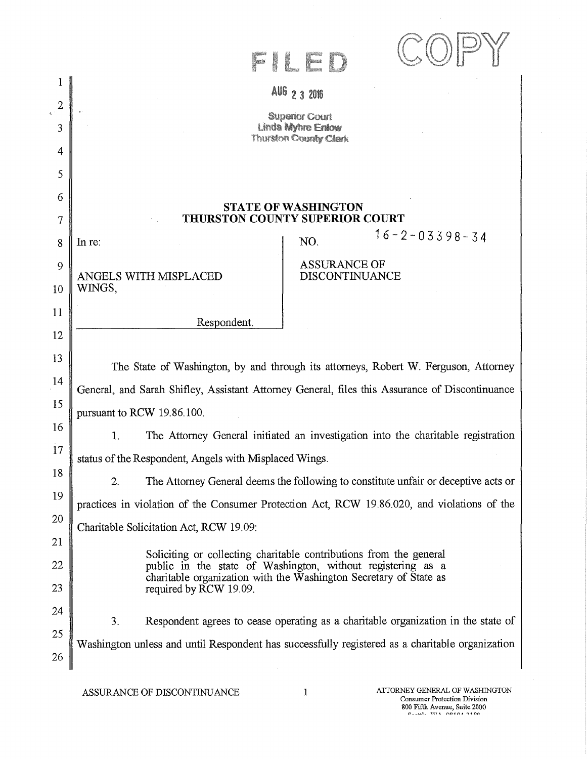FILED

COPY

AUG 23 2016

Superior Court
Linda Myhre Enlow
Thurston County Clerk

**STATE OF WASHINGTON**
**THURSTON COUNTY SUPERIOR COURT**

In re:

ANGELS WITH MISPLACED WINGS,

Respondent.

NO. 16-2-03398-34

ASSURANCE OF DISCONTINUANCE

The State of Washington, by and through its attorneys, Robert W. Ferguson, Attorney General, and Sarah Shifley, Assistant Attorney General, files this Assurance of Discontinuance pursuant to RCW 19.86.100.

1. The Attorney General initiated an investigation into the charitable registration status of the Respondent, Angels with Misplaced Wings.

2. The Attorney General deems the following to constitute unfair or deceptive acts or practices in violation of the Consumer Protection Act, RCW 19.86.020, and violations of the Charitable Solicitation Act, RCW 19.09:

> Soliciting or collecting charitable contributions from the general public in the state of Washington, without registering as a charitable organization with the Washington Secretary of State as required by RCW 19.09.

3. Respondent agrees to cease operating as a charitable organization in the state of Washington unless and until Respondent has successfully registered as a charitable organization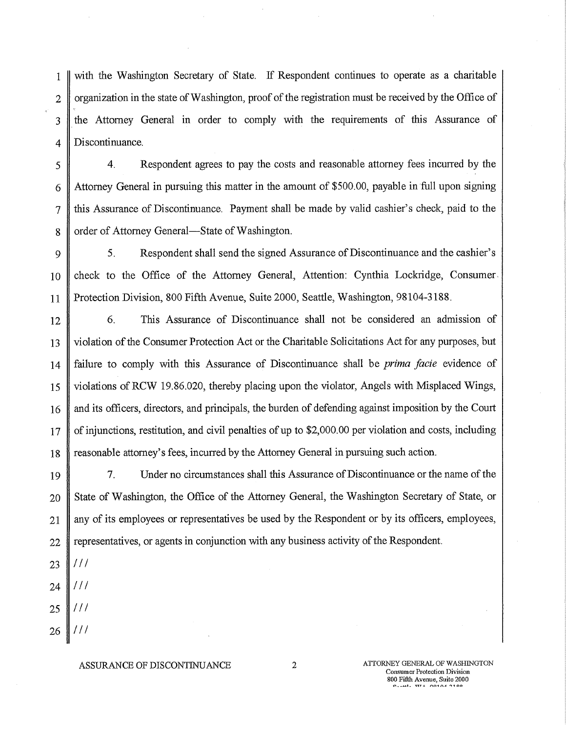with the Washington Secretary of State. If Respondent continues to operate as a charitable organization in the state of Washington, proof of the registration must be received by the Office of the Attorney General in order to comply with the requirements of this Assurance of Discontinuance.

4. Respondent agrees to pay the costs and reasonable attorney fees incurred by the Attorney General in pursuing this matter in the amount of $500.00, payable in full upon signing this Assurance of Discontinuance. Payment shall be made by valid cashier's check, paid to the order of Attorney General—State of Washington.

5. Respondent shall send the signed Assurance of Discontinuance and the cashier's check to the Office of the Attorney General, Attention: Cynthia Lockridge, Consumer Protection Division, 800 Fifth Avenue, Suite 2000, Seattle, Washington, 98104-3188.

6. This Assurance of Discontinuance shall not be considered an admission of violation of the Consumer Protection Act or the Charitable Solicitations Act for any purposes, but failure to comply with this Assurance of Discontinuance shall be *prima facie* evidence of violations of RCW 19.86.020, thereby placing upon the violator, Angels with Misplaced Wings, and its officers, directors, and principals, the burden of defending against imposition by the Court of injunctions, restitution, and civil penalties of up to $2,000.00 per violation and costs, including reasonable attorney's fees, incurred by the Attorney General in pursuing such action.

7. Under no circumstances shall this Assurance of Discontinuance or the name of the State of Washington, the Office of the Attorney General, the Washington Secretary of State, or any of its employees or representatives be used by the Respondent or by its officers, employees, representatives, or agents in conjunction with any business activity of the Respondent.

///

///

///

///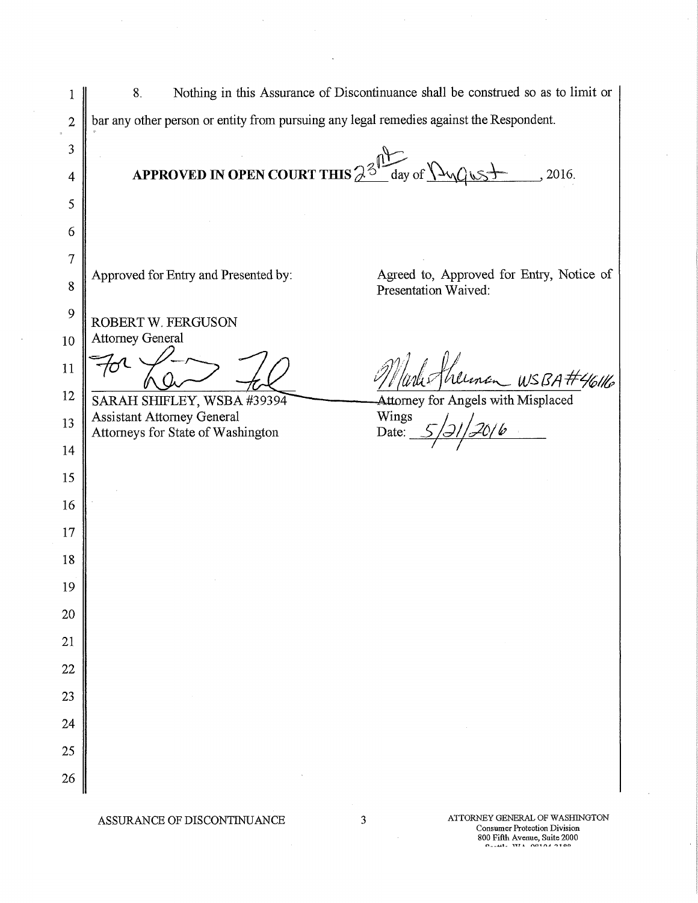8. Nothing in this Assurance of Discontinuance shall be construed so as to limit or bar any other person or entity from pursuing any legal remedies against the Respondent.

**APPROVED IN OPEN COURT THIS** 23rd day of August, 2016.

Approved for Entry and Presented by:

ROBERT W. FERGUSON
Attorney General

For Sarah Shifley

SARAH SHIFLEY, WSBA #39394
Assistant Attorney General
Attorneys for State of Washington

Agreed to, Approved for Entry, Notice of Presentation Waived:

Mark Theiman WSBA #46116

Attorney for Angels with Misplaced Wings
Date: 5/21/2016